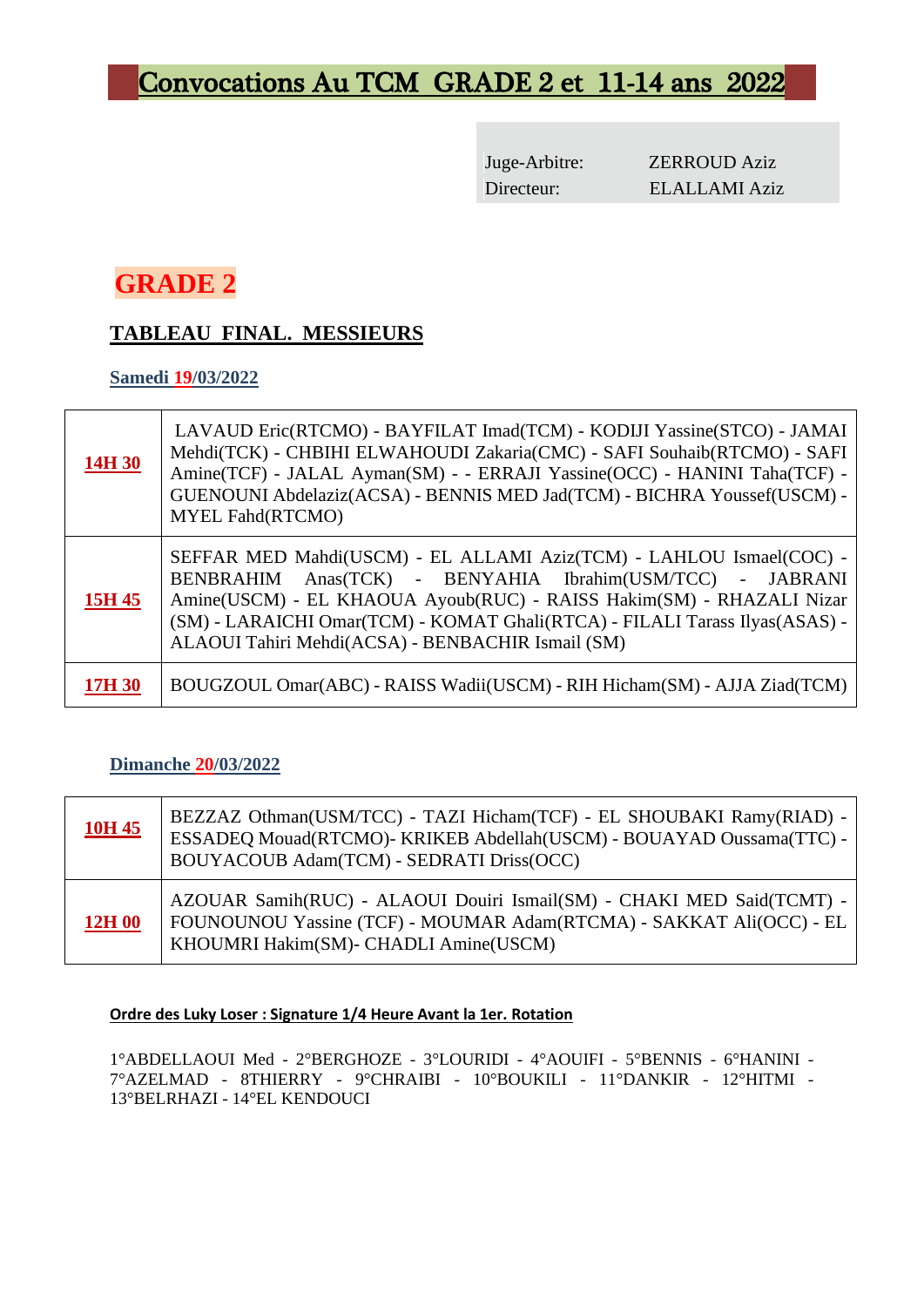# Convocations Au TCM  GRADE 2 et  11-14 ans  2022

| | |
|---|---|
| Juge-Arbitre: | ZERROUD Aziz |
| Directeur: | ELALLAMI Aziz |

## GRADE 2

### TABLEAU  FINAL.  MESSIEURS

**Samedi 19/03/2022**

| | |
|---|---|
| **14H 30** | LAVAUD Eric(RTCMO) - BAYFILAT Imad(TCM) - KODIJI Yassine(STCO) - JAMAI Mehdi(TCK) - CHBIHI ELWAHOUDI Zakaria(CMC) - SAFI Souhaib(RTCMO) - SAFI Amine(TCF) - JALAL Ayman(SM) - - ERRAJI Yassine(OCC) - HANINI Taha(TCF) - GUENOUNI Abdelaziz(ACSA) - BENNIS MED Jad(TCM) - BICHRA Youssef(USCM) - MYEL Fahd(RTCMO) |
| **15H 45** | SEFFAR MED Mahdi(USCM) - EL ALLAMI Aziz(TCM) - LAHLOU Ismael(COC) - BENBRAHIM Anas(TCK) - BENYAHIA Ibrahim(USM/TCC) - JABRANI Amine(USCM) - EL KHAOUA Ayoub(RUC) - RAISS Hakim(SM) - RHAZALI Nizar (SM) - LARAICHI Omar(TCM) - KOMAT Ghali(RTCA) - FILALI Tarass Ilyas(ASAS) - ALAOUI Tahiri Mehdi(ACSA) - BENBACHIR Ismail (SM) |
| **17H 30** | BOUGZOUL Omar(ABC) - RAISS Wadii(USCM) - RIH Hicham(SM) - AJJA Ziad(TCM) |

**Dimanche 20/03/2022**

| | |
|---|---|
| **10H 45** | BEZZAZ Othman(USM/TCC) - TAZI Hicham(TCF) - EL SHOUBAKI Ramy(RIAD) - ESSADEQ Mouad(RTCMO)- KRIKEB Abdellah(USCM) - BOUAYAD Oussama(TTC) - BOUYACOUB Adam(TCM) - SEDRATI Driss(OCC) |
| **12H 00** | AZOUAR Samih(RUC) - ALAOUI Douiri Ismail(SM) - CHAKI MED Said(TCMT) - FOUNOUNOU Yassine (TCF) - MOUMAR Adam(RTCMA) - SAKKAT Ali(OCC) - EL KHOUMRI Hakim(SM)- CHADLI Amine(USCM) |

**Ordre des Luky Loser : Signature 1/4 Heure Avant la 1er. Rotation**

1°ABDELLAOUI Med - 2°BERGHOZE - 3°LOURIDI - 4°AOUIFI - 5°BENNIS - 6°HANINI - 7°AZELMAD - 8THIERRY - 9°CHRAIBI - 10°BOUKILI - 11°DANKIR - 12°HITMI - 13°BELRHAZI - 14°EL KENDOUCI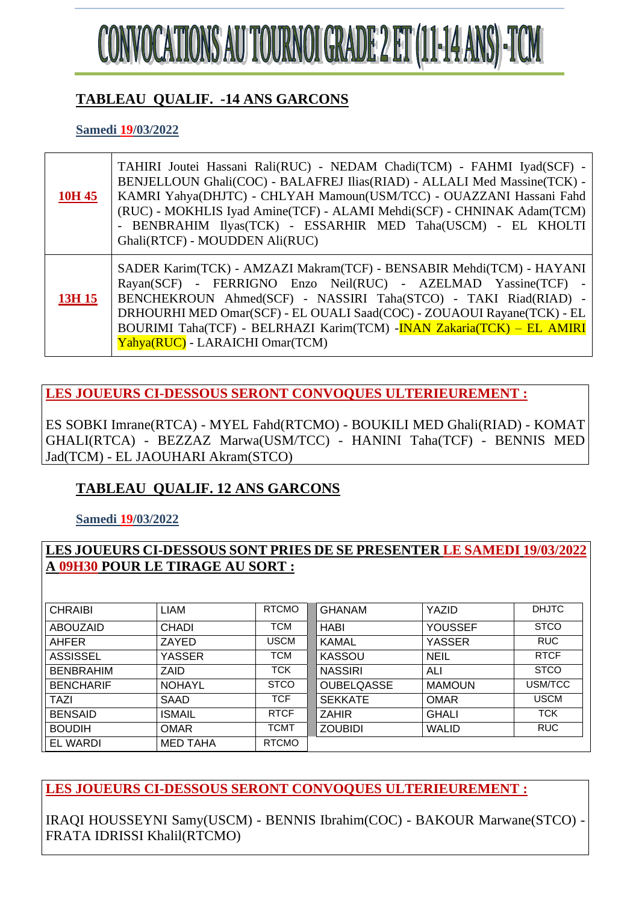# CONVOCATIONS AU TOURNOI GRADE 2 ET (11-14 ANS) -TCM

## TABLEAU QUALIF. -14 ANS GARCONS

**Samedi 19/03/2022**

| | |
|---|---|
| **10H 45** | TAHIRI Joutei Hassani Rali(RUC) - NEDAM Chadi(TCM) - FAHMI Iyad(SCF) - BENJELLOUN Ghali(COC) - BALAFREJ Ilias(RIAD) - ALLALI Med Massine(TCK) - KAMRI Yahya(DHJTC) - CHLYAH Mamoun(USM/TCC) - OUAZZANI Hassani Fahd (RUC) - MOKHLIS Iyad Amine(TCF) - ALAMI Mehdi(SCF) - CHNINAK Adam(TCM) - BENBRAHIM Ilyas(TCK) - ESSARHIR MED Taha(USCM) - EL KHOLTI Ghali(RTCF) - MOUDDEN Ali(RUC) |
| **13H 15** | SADER Karim(TCK) - AMZAZI Makram(TCF) - BENSABIR Mehdi(TCM) - HAYANI Rayan(SCF) - FERRIGNO Enzo Neil(RUC) - AZELMAD Yassine(TCF) - BENCHEKROUN Ahmed(SCF) - NASSIRI Taha(STCO) - TAKI Riad(RIAD) - DRHOURHI MED Omar(SCF) - EL OUALI Saad(COC) - ZOUAOUI Rayane(TCK) - EL BOURIMI Taha(TCF) - BELRHAZI Karim(TCM) -INAN Zakaria(TCK) – EL AMIRI Yahya(RUC) - LARAICHI Omar(TCM) |

**LES JOUEURS CI-DESSOUS SERONT CONVOQUES ULTERIEUREMENT :**

ES SOBKI Imrane(RTCA) - MYEL Fahd(RTCMO) - BOUKILI MED Ghali(RIAD) - KOMAT GHALI(RTCA) - BEZZAZ Marwa(USM/TCC) - HANINI Taha(TCF) - BENNIS MED Jad(TCM) - EL JAOUHARI Akram(STCO)

## TABLEAU QUALIF. 12 ANS GARCONS

**Samedi 19/03/2022**

**LES JOUEURS CI-DESSOUS SONT PRIES DE SE PRESENTER LE SAMEDI 19/03/2022 A 09H30 POUR LE TIRAGE AU SORT :**

| | | |
|---|---|---|
| CHRAIBI | LIAM | RTCMO |
| ABOUZAID | CHADI | TCM |
| AHFER | ZAYED | USCM |
| ASSISSEL | YASSER | TCM |
| BENBRAHIM | ZAID | TCK |
| BENCHARIF | NOHAYL | STCO |
| TAZI | SAAD | TCF |
| BENSAID | ISMAIL | RTCF |
| BOUDIH | OMAR | TCMT |
| EL WARDI | MED TAHA | RTCMO |
| GHANAM | YAZID | DHJTC |
| HABI | YOUSSEF | STCO |
| KAMAL | YASSER | RUC |
| KASSOU | NEIL | RTCF |
| NASSIRI | ALI | STCO |
| OUBELQASSE | MAMOUN | USM/TCC |
| SEKKATE | OMAR | USCM |
| ZAHIR | GHALI | TCK |
| ZOUBIDI | WALID | RUC |

**LES JOUEURS CI-DESSOUS SERONT CONVOQUES ULTERIEUREMENT :**

IRAQI HOUSSEYNI Samy(USCM) - BENNIS Ibrahim(COC) - BAKOUR Marwane(STCO) - FRATA IDRISSI Khalil(RTCMO)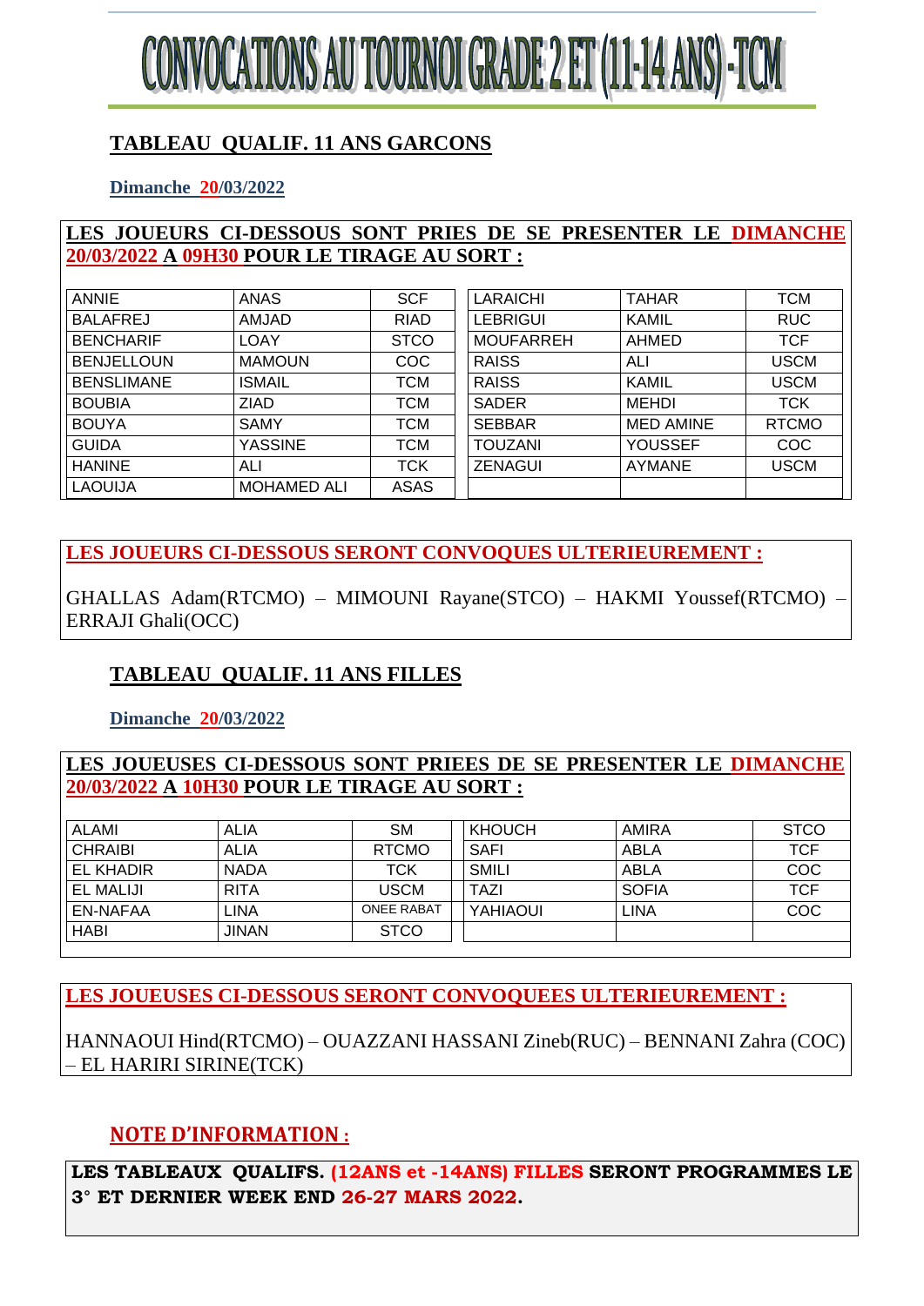# CONVOCATIONS AU TOURNOI GRADE 2 ET (11-14 ANS) -TCM

## TABLEAU QUALIF. 11 ANS GARCONS

**Dimanche 20/03/2022**

**LES JOUEURS CI-DESSOUS SONT PRIES DE SE PRESENTER LE DIMANCHE 20/03/2022 A 09H30 POUR LE TIRAGE AU SORT :**

| | | | | | |
|---|---|---|---|---|---|
| ANNIE | ANAS | SCF | LARAICHI | TAHAR | TCM |
| BALAFREJ | AMJAD | RIAD | LEBRIGUI | KAMIL | RUC |
| BENCHARIF | LOAY | STCO | MOUFARREH | AHMED | TCF |
| BENJELLOUN | MAMOUN | COC | RAISS | ALI | USCM |
| BENSLIMANE | ISMAIL | TCM | RAISS | KAMIL | USCM |
| BOUBIA | ZIAD | TCM | SADER | MEHDI | TCK |
| BOUYA | SAMY | TCM | SEBBAR | MED AMINE | RTCMO |
| GUIDA | YASSINE | TCM | TOUZANI | YOUSSEF | COC |
| HANINE | ALI | TCK | ZENAGUI | AYMANE | USCM |
| LAOUIJA | MOHAMED ALI | ASAS | | | |

**LES JOUEURS CI-DESSOUS SERONT CONVOQUES ULTERIEUREMENT :**

GHALLAS Adam(RTCMO) – MIMOUNI Rayane(STCO) – HAKMI Youssef(RTCMO) – ERRAJI Ghali(OCC)

## TABLEAU QUALIF. 11 ANS FILLES

**Dimanche 20/03/2022**

**LES JOUEUSES CI-DESSOUS SONT PRIEES DE SE PRESENTER LE DIMANCHE 20/03/2022 A 10H30 POUR LE TIRAGE AU SORT :**

| | | | | | |
|---|---|---|---|---|---|
| ALAMI | ALIA | SM | KHOUCH | AMIRA | STCO |
| CHRAIBI | ALIA | RTCMO | SAFI | ABLA | TCF |
| EL KHADIR | NADA | TCK | SMILI | ABLA | COC |
| EL MALIJI | RITA | USCM | TAZI | SOFIA | TCF |
| EN-NAFAA | LINA | ONEE RABAT | YAHIAOUI | LINA | COC |
| HABI | JINAN | STCO | | | |

**LES JOUEUSES CI-DESSOUS SERONT CONVOQUEES ULTERIEUREMENT :**

HANNAOUI Hind(RTCMO) – OUAZZANI HASSANI Zineb(RUC) – BENNANI Zahra (COC) – EL HARIRI SIRINE(TCK)

## NOTE D'INFORMATION :

**LES TABLEAUX QUALIFS. (12ANS et -14ANS) FILLES SERONT PROGRAMMES LE 3° ET DERNIER WEEK END 26-27 MARS 2022.**